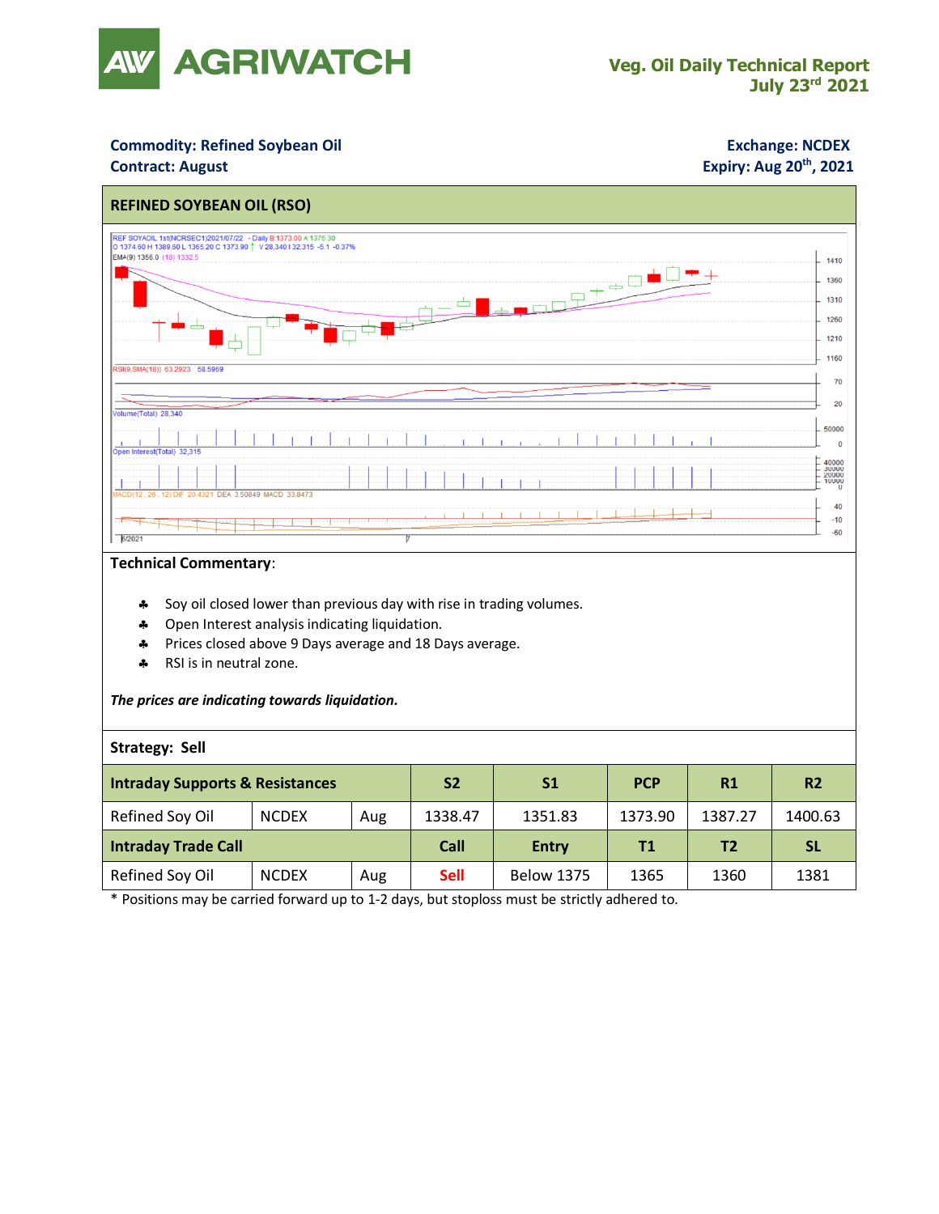# AGRIWATCH

## Veg. Oil Daily Technical Report
## July 23rd 2021

**Commodity: Refined Soybean Oil**
**Contract: August**

**Exchange: NCDEX**
**Expiry: Aug 20th, 2021**

### REFINED SOYBEAN OIL (RSO)

**Technical Commentary**:

- Soy oil closed lower than previous day with rise in trading volumes.
- Open Interest analysis indicating liquidation.
- Prices closed above 9 Days average and 18 Days average.
- RSI is in neutral zone.

***The prices are indicating towards liquidation.***

**Strategy: Sell**

| **Intraday Supports & Resistances** | | | **S2** | **S1** | **PCP** | **R1** | **R2** |
|---|---|---|---|---|---|---|---|
| Refined Soy Oil | NCDEX | Aug | 1338.47 | 1351.83 | 1373.90 | 1387.27 | 1400.63 |
| **Intraday Trade Call** | | | **Call** | **Entry** | **T1** | **T2** | **SL** |
| Refined Soy Oil | NCDEX | Aug | Sell | Below 1375 | 1365 | 1360 | 1381 |

* Positions may be carried forward up to 1-2 days, but stoploss must be strictly adhered to.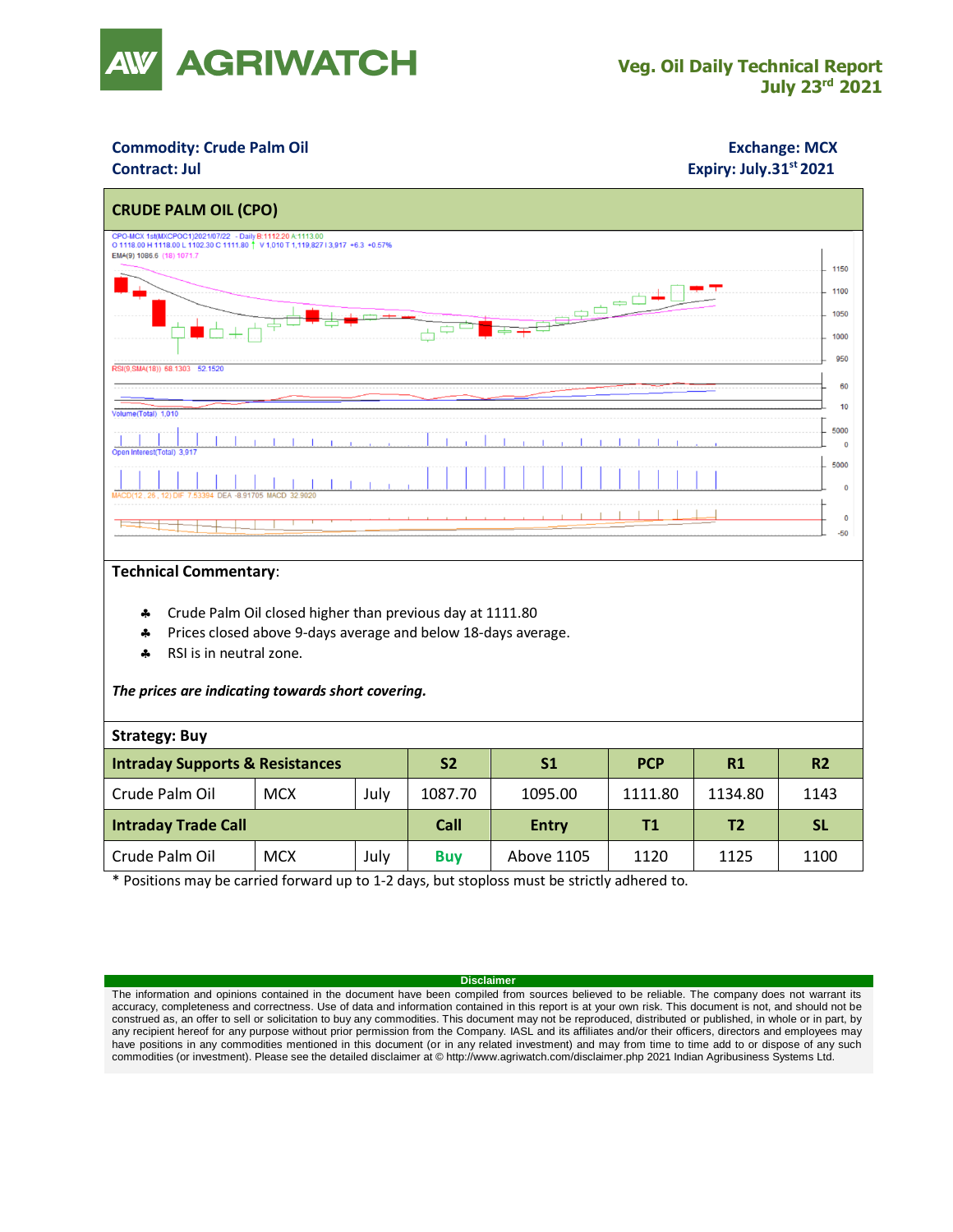# AGRIWATCH

**Veg. Oil Daily Technical Report**
**July 23rd 2021**

**Commodity: Crude Palm Oil**
**Contract: Jul**

**Exchange: MCX**
**Expiry: July.31st 2021**

## CRUDE PALM OIL (CPO)

CPO-MCX 1st(MXCPOC1)2021/07/22 - Daily B:1112.20 A:1113.00
O 1118.00 H 1118.00 L 1102.30 C 1111.80 ↑ V 1,010 T 1,119,827 I 3,917 +6.3 +0.57%
EMA(9) 1086.6 (18) 1071.7

1150
1100
1050
1000
950

RSI(9,SMA(18)) 68.1303 52.1520

60
10

Volume(Total) 1,010

5000
0

Open Interest(Total) 3,917

5000
0

MACD(12 , 26 , 12) DIF 7.53394 DEA -8.91705 MACD 32.9020

0
-50

**Technical Commentary**:

- Crude Palm Oil closed higher than previous day at 1111.80
- Prices closed above 9-days average and below 18-days average.
- RSI is in neutral zone.

***The prices are indicating towards short covering.***

**Strategy: Buy**

| **Intraday Supports & Resistances** | | | **S2** | **S1** | **PCP** | **R1** | **R2** |
|---|---|---|---|---|---|---|---|
| Crude Palm Oil | MCX | July | 1087.70 | 1095.00 | 1111.80 | 1134.80 | 1143 |
| **Intraday Trade Call** | | | **Call** | **Entry** | **T1** | **T2** | **SL** |
| Crude Palm Oil | MCX | July | Buy | Above 1105 | 1120 | 1125 | 1100 |

\* Positions may be carried forward up to 1-2 days, but stoploss must be strictly adhered to.

**Disclaimer**

The information and opinions contained in the document have been compiled from sources believed to be reliable. The company does not warrant its accuracy, completeness and correctness. Use of data and information contained in this report is at your own risk. This document is not, and should not be construed as, an offer to sell or solicitation to buy any commodities. This document may not be reproduced, distributed or published, in whole or in part, by any recipient hereof for any purpose without prior permission from the Company. IASL and its affiliates and/or their officers, directors and employees may have positions in any commodities mentioned in this document (or in any related investment) and may from time to time add to or dispose of any such commodities (or investment). Please see the detailed disclaimer at © http://www.agriwatch.com/disclaimer.php 2021 Indian Agribusiness Systems Ltd.